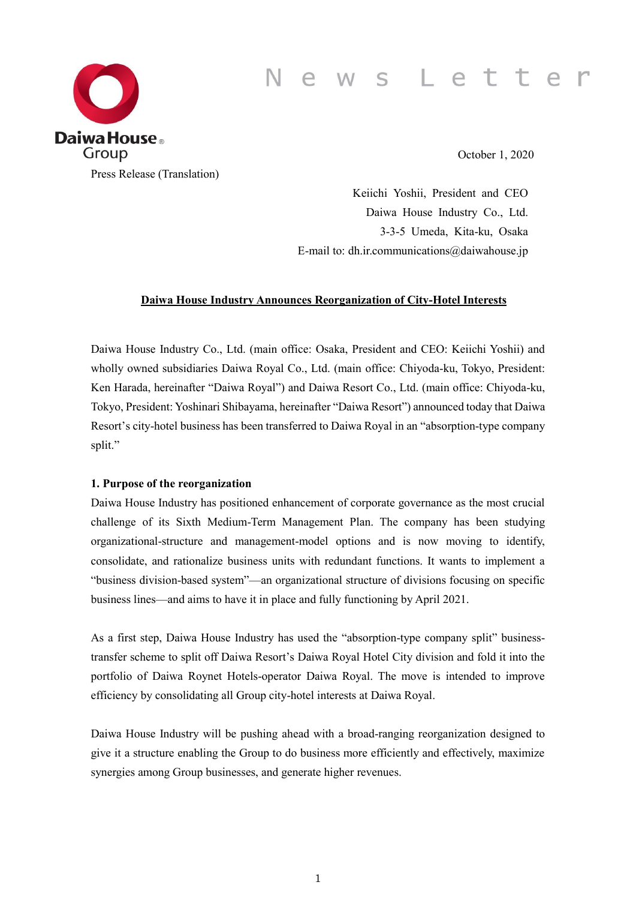News Letter

Daiwa House Group

October 1, 2020

Press Release (Translation)

Keiichi Yoshii, President and CEO
Daiwa House Industry Co., Ltd.
3-3-5 Umeda, Kita-ku, Osaka
E-mail to: dh.ir.communications@daiwahouse.jp

## Daiwa House Industry Announces Reorganization of City-Hotel Interests

Daiwa House Industry Co., Ltd. (main office: Osaka, President and CEO: Keiichi Yoshii) and wholly owned subsidiaries Daiwa Royal Co., Ltd. (main office: Chiyoda-ku, Tokyo, President: Ken Harada, hereinafter "Daiwa Royal") and Daiwa Resort Co., Ltd. (main office: Chiyoda-ku, Tokyo, President: Yoshinari Shibayama, hereinafter "Daiwa Resort") announced today that Daiwa Resort's city-hotel business has been transferred to Daiwa Royal in an "absorption-type company split."

### 1. Purpose of the reorganization

Daiwa House Industry has positioned enhancement of corporate governance as the most crucial challenge of its Sixth Medium-Term Management Plan. The company has been studying organizational-structure and management-model options and is now moving to identify, consolidate, and rationalize business units with redundant functions. It wants to implement a "business division-based system"—an organizational structure of divisions focusing on specific business lines—and aims to have it in place and fully functioning by April 2021.

As a first step, Daiwa House Industry has used the "absorption-type company split" business-transfer scheme to split off Daiwa Resort's Daiwa Royal Hotel City division and fold it into the portfolio of Daiwa Roynet Hotels-operator Daiwa Royal. The move is intended to improve efficiency by consolidating all Group city-hotel interests at Daiwa Royal.

Daiwa House Industry will be pushing ahead with a broad-ranging reorganization designed to give it a structure enabling the Group to do business more efficiently and effectively, maximize synergies among Group businesses, and generate higher revenues.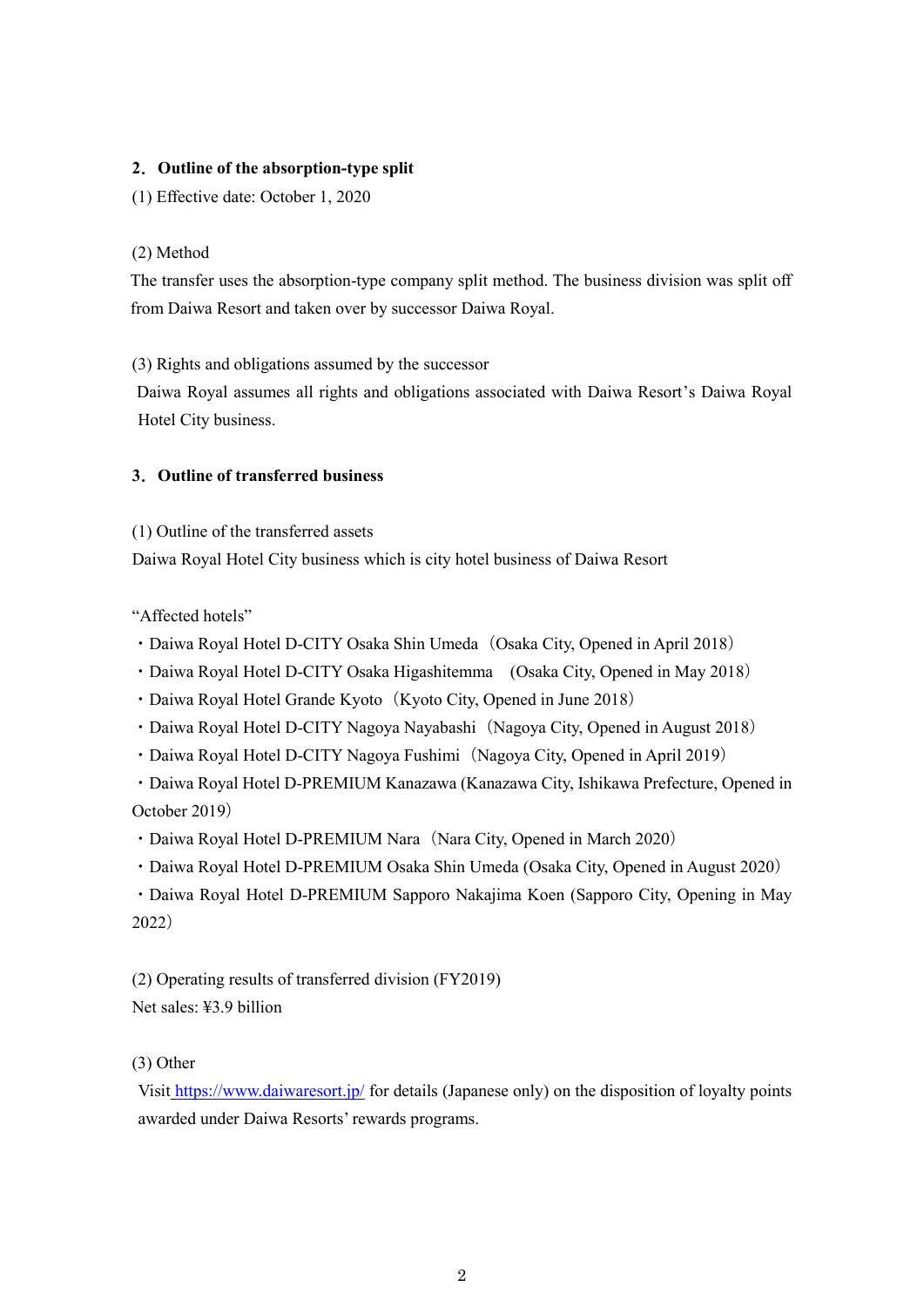## 2. Outline of the absorption-type split

(1) Effective date: October 1, 2020

(2) Method

The transfer uses the absorption-type company split method. The business division was split off from Daiwa Resort and taken over by successor Daiwa Royal.

(3) Rights and obligations assumed by the successor

Daiwa Royal assumes all rights and obligations associated with Daiwa Resort's Daiwa Royal Hotel City business.

## 3. Outline of transferred business

(1) Outline of the transferred assets

Daiwa Royal Hotel City business which is city hotel business of Daiwa Resort

"Affected hotels"

- Daiwa Royal Hotel D-CITY Osaka Shin Umeda（Osaka City, Opened in April 2018）
- Daiwa Royal Hotel D-CITY Osaka Higashitemma　(Osaka City, Opened in May 2018）
- Daiwa Royal Hotel Grande Kyoto（Kyoto City, Opened in June 2018）
- Daiwa Royal Hotel D-CITY Nagoya Nayabashi（Nagoya City, Opened in August 2018）
- Daiwa Royal Hotel D-CITY Nagoya Fushimi（Nagoya City, Opened in April 2019）
- Daiwa Royal Hotel D-PREMIUM Kanazawa (Kanazawa City, Ishikawa Prefecture, Opened in October 2019）
- Daiwa Royal Hotel D-PREMIUM Nara（Nara City, Opened in March 2020）
- Daiwa Royal Hotel D-PREMIUM Osaka Shin Umeda (Osaka City, Opened in August 2020）
- Daiwa Royal Hotel D-PREMIUM Sapporo Nakajima Koen (Sapporo City, Opening in May 2022）

(2) Operating results of transferred division (FY2019)

Net sales: ¥3.9 billion

(3) Other

Visit https://www.daiwaresort.jp/ for details (Japanese only) on the disposition of loyalty points awarded under Daiwa Resorts' rewards programs.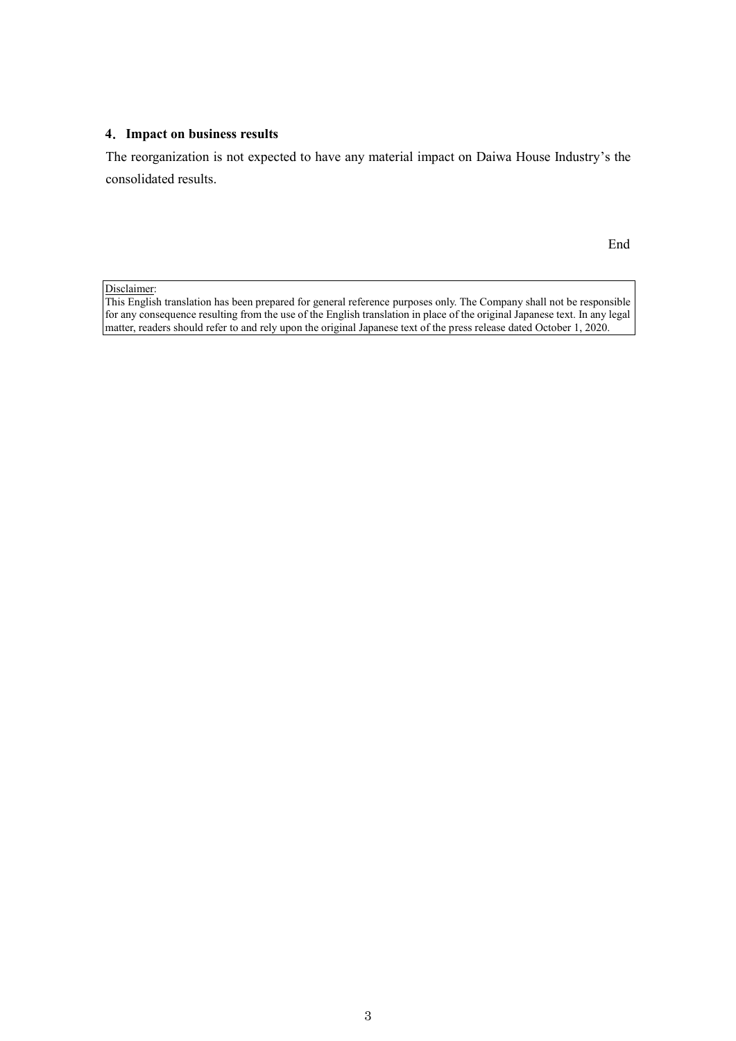## 4. Impact on business results

The reorganization is not expected to have any material impact on Daiwa House Industry's the consolidated results.

End

Disclaimer:
This English translation has been prepared for general reference purposes only. The Company shall not be responsible for any consequence resulting from the use of the English translation in place of the original Japanese text. In any legal matter, readers should refer to and rely upon the original Japanese text of the press release dated October 1, 2020.